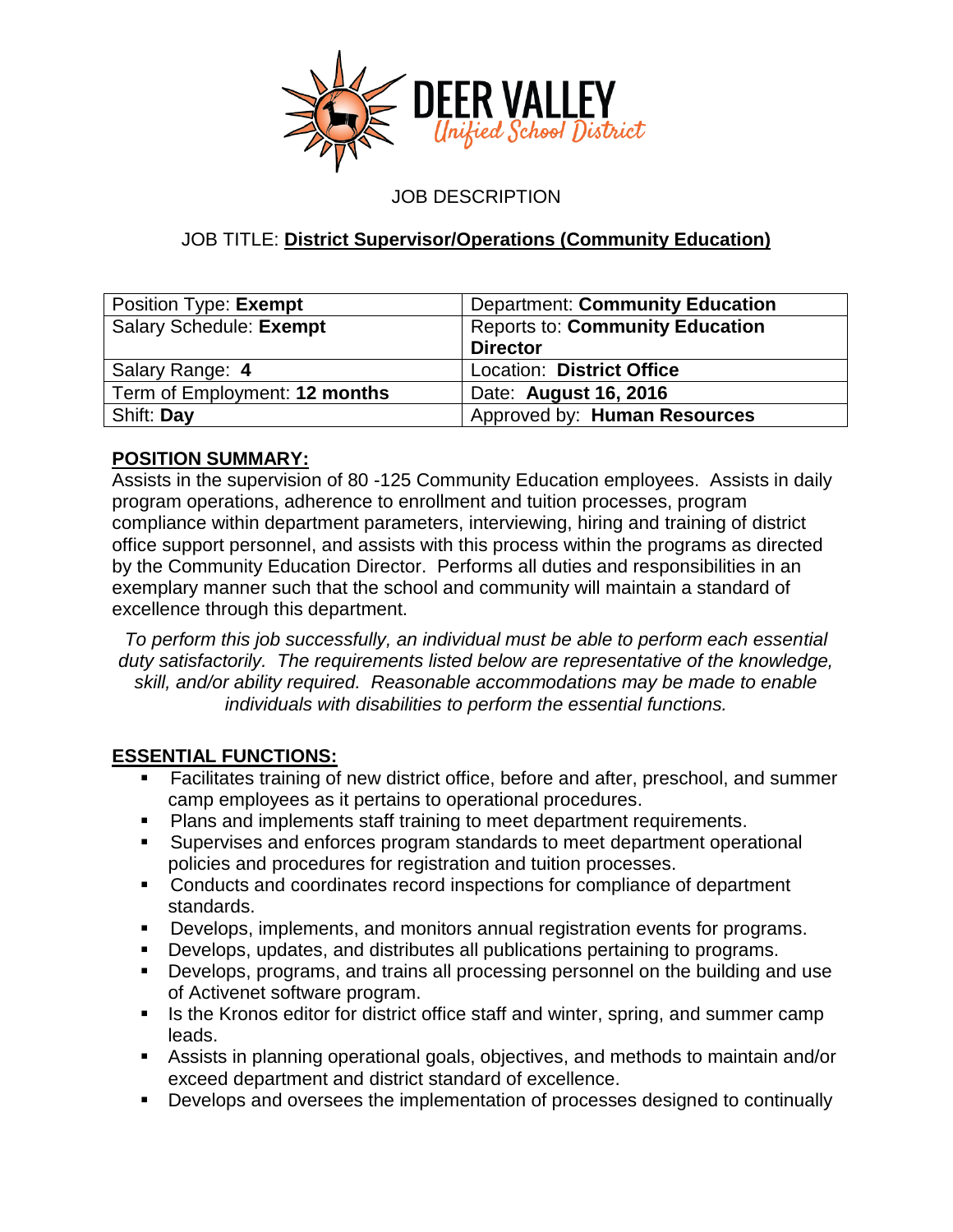DEER VALLEY Unified School District

# JOB DESCRIPTION

## JOB TITLE: **District Supervisor/Operations (Community Education)**

| Position Type: **Exempt** | Department: **Community Education** |
|---|---|
| Salary Schedule: **Exempt** | Reports to: **Community Education Director** |
| Salary Range: **4** | Location: **District Office** |
| Term of Employment: **12 months** | Date: **August 16, 2016** |
| Shift: **Day** | Approved by: **Human Resources** |

**POSITION SUMMARY:**

Assists in the supervision of 80 -125 Community Education employees. Assists in daily program operations, adherence to enrollment and tuition processes, program compliance within department parameters, interviewing, hiring and training of district office support personnel, and assists with this process within the programs as directed by the Community Education Director. Performs all duties and responsibilities in an exemplary manner such that the school and community will maintain a standard of excellence through this department.

*To perform this job successfully, an individual must be able to perform each essential duty satisfactorily. The requirements listed below are representative of the knowledge, skill, and/or ability required. Reasonable accommodations may be made to enable individuals with disabilities to perform the essential functions.*

**ESSENTIAL FUNCTIONS:**

- Facilitates training of new district office, before and after, preschool, and summer camp employees as it pertains to operational procedures.
- Plans and implements staff training to meet department requirements.
- Supervises and enforces program standards to meet department operational policies and procedures for registration and tuition processes.
- Conducts and coordinates record inspections for compliance of department standards.
- Develops, implements, and monitors annual registration events for programs.
- Develops, updates, and distributes all publications pertaining to programs.
- Develops, programs, and trains all processing personnel on the building and use of Activenet software program.
- Is the Kronos editor for district office staff and winter, spring, and summer camp leads.
- Assists in planning operational goals, objectives, and methods to maintain and/or exceed department and district standard of excellence.
- Develops and oversees the implementation of processes designed to continually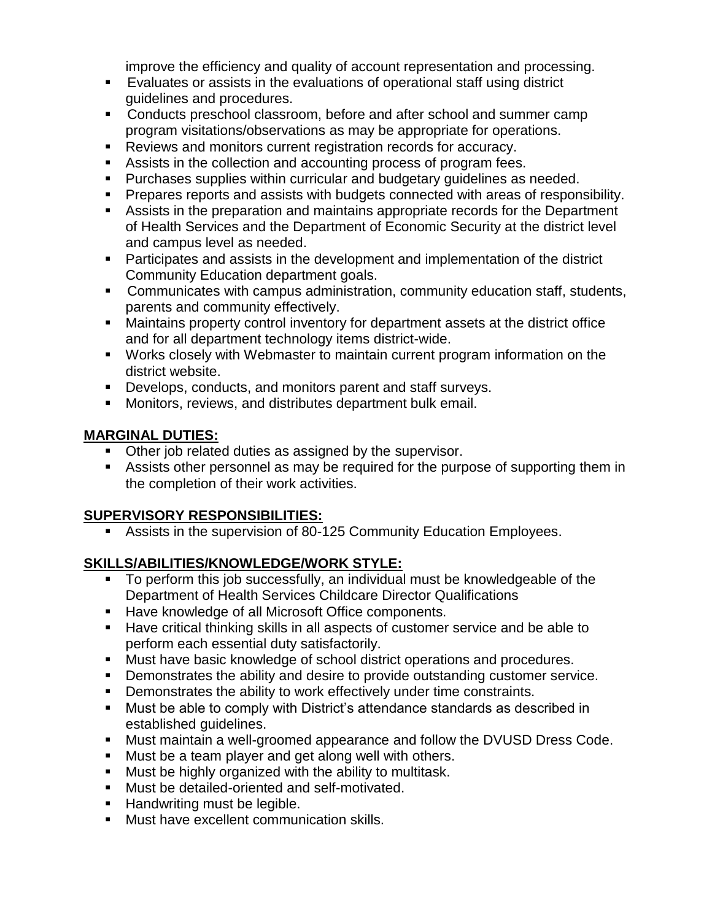improve the efficiency and quality of account representation and processing.

- Evaluates or assists in the evaluations of operational staff using district guidelines and procedures.
- Conducts preschool classroom, before and after school and summer camp program visitations/observations as may be appropriate for operations.
- Reviews and monitors current registration records for accuracy.
- Assists in the collection and accounting process of program fees.
- Purchases supplies within curricular and budgetary guidelines as needed.
- Prepares reports and assists with budgets connected with areas of responsibility.
- Assists in the preparation and maintains appropriate records for the Department of Health Services and the Department of Economic Security at the district level and campus level as needed.
- Participates and assists in the development and implementation of the district Community Education department goals.
- Communicates with campus administration, community education staff, students, parents and community effectively.
- Maintains property control inventory for department assets at the district office and for all department technology items district-wide.
- Works closely with Webmaster to maintain current program information on the district website.
- Develops, conducts, and monitors parent and staff surveys.
- Monitors, reviews, and distributes department bulk email.

## MARGINAL DUTIES:

- Other job related duties as assigned by the supervisor.
- Assists other personnel as may be required for the purpose of supporting them in the completion of their work activities.

## SUPERVISORY RESPONSIBILITIES:

- Assists in the supervision of 80-125 Community Education Employees.

## SKILLS/ABILITIES/KNOWLEDGE/WORK STYLE:

- To perform this job successfully, an individual must be knowledgeable of the Department of Health Services Childcare Director Qualifications
- Have knowledge of all Microsoft Office components.
- Have critical thinking skills in all aspects of customer service and be able to perform each essential duty satisfactorily.
- Must have basic knowledge of school district operations and procedures.
- Demonstrates the ability and desire to provide outstanding customer service.
- Demonstrates the ability to work effectively under time constraints.
- Must be able to comply with District's attendance standards as described in established guidelines.
- Must maintain a well-groomed appearance and follow the DVUSD Dress Code.
- Must be a team player and get along well with others.
- Must be highly organized with the ability to multitask.
- Must be detailed-oriented and self-motivated.
- Handwriting must be legible.
- Must have excellent communication skills.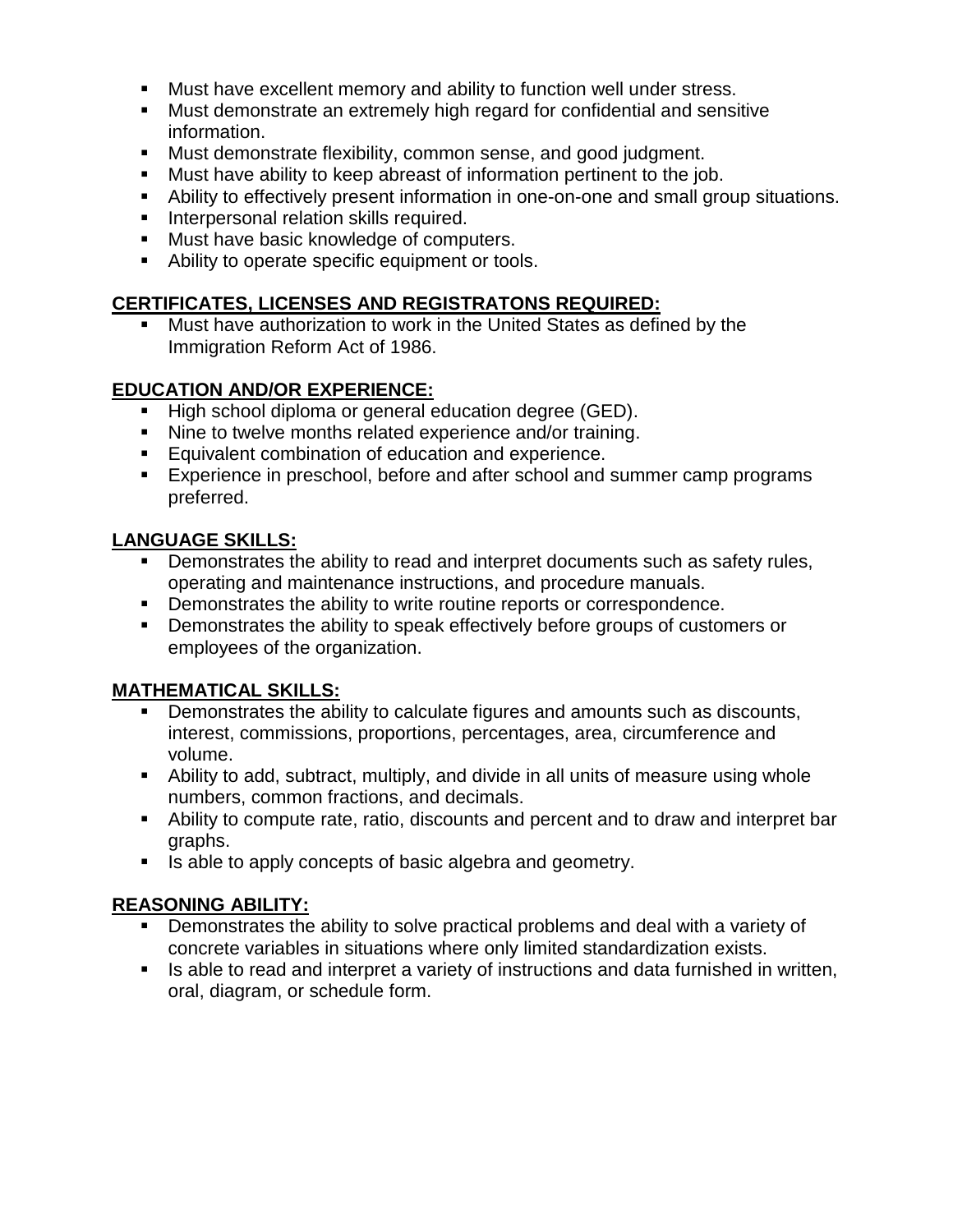- Must have excellent memory and ability to function well under stress.
- Must demonstrate an extremely high regard for confidential and sensitive information.
- Must demonstrate flexibility, common sense, and good judgment.
- Must have ability to keep abreast of information pertinent to the job.
- Ability to effectively present information in one-on-one and small group situations.
- Interpersonal relation skills required.
- Must have basic knowledge of computers.
- Ability to operate specific equipment or tools.

## CERTIFICATES, LICENSES AND REGISTRATONS REQUIRED:

- Must have authorization to work in the United States as defined by the Immigration Reform Act of 1986.

## EDUCATION AND/OR EXPERIENCE:

- High school diploma or general education degree (GED).
- Nine to twelve months related experience and/or training.
- Equivalent combination of education and experience.
- Experience in preschool, before and after school and summer camp programs preferred.

## LANGUAGE SKILLS:

- Demonstrates the ability to read and interpret documents such as safety rules, operating and maintenance instructions, and procedure manuals.
- Demonstrates the ability to write routine reports or correspondence.
- Demonstrates the ability to speak effectively before groups of customers or employees of the organization.

## MATHEMATICAL SKILLS:

- Demonstrates the ability to calculate figures and amounts such as discounts, interest, commissions, proportions, percentages, area, circumference and volume.
- Ability to add, subtract, multiply, and divide in all units of measure using whole numbers, common fractions, and decimals.
- Ability to compute rate, ratio, discounts and percent and to draw and interpret bar graphs.
- Is able to apply concepts of basic algebra and geometry.

## REASONING ABILITY:

- Demonstrates the ability to solve practical problems and deal with a variety of concrete variables in situations where only limited standardization exists.
- Is able to read and interpret a variety of instructions and data furnished in written, oral, diagram, or schedule form.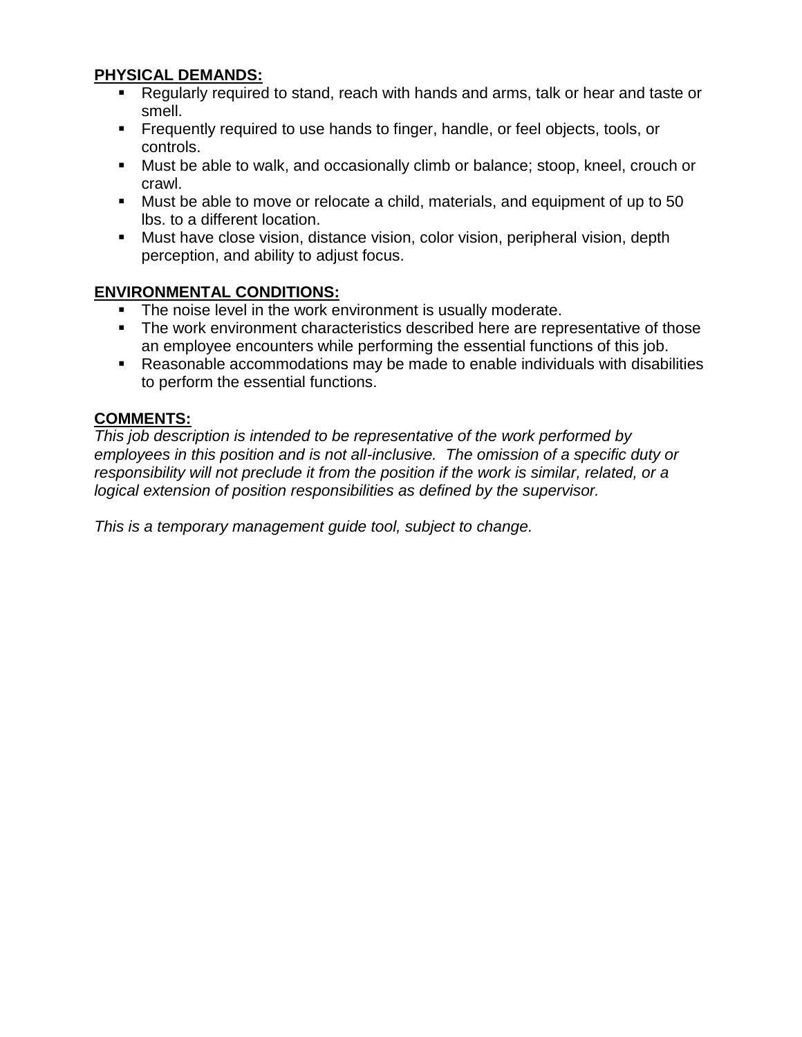**PHYSICAL DEMANDS:**

- Regularly required to stand, reach with hands and arms, talk or hear and taste or smell.
- Frequently required to use hands to finger, handle, or feel objects, tools, or controls.
- Must be able to walk, and occasionally climb or balance; stoop, kneel, crouch or crawl.
- Must be able to move or relocate a child, materials, and equipment of up to 50 lbs. to a different location.
- Must have close vision, distance vision, color vision, peripheral vision, depth perception, and ability to adjust focus.

**ENVIRONMENTAL CONDITIONS:**

- The noise level in the work environment is usually moderate.
- The work environment characteristics described here are representative of those an employee encounters while performing the essential functions of this job.
- Reasonable accommodations may be made to enable individuals with disabilities to perform the essential functions.

**COMMENTS:**

*This job description is intended to be representative of the work performed by employees in this position and is not all-inclusive. The omission of a specific duty or responsibility will not preclude it from the position if the work is similar, related, or a logical extension of position responsibilities as defined by the supervisor.*

*This is a temporary management guide tool, subject to change.*